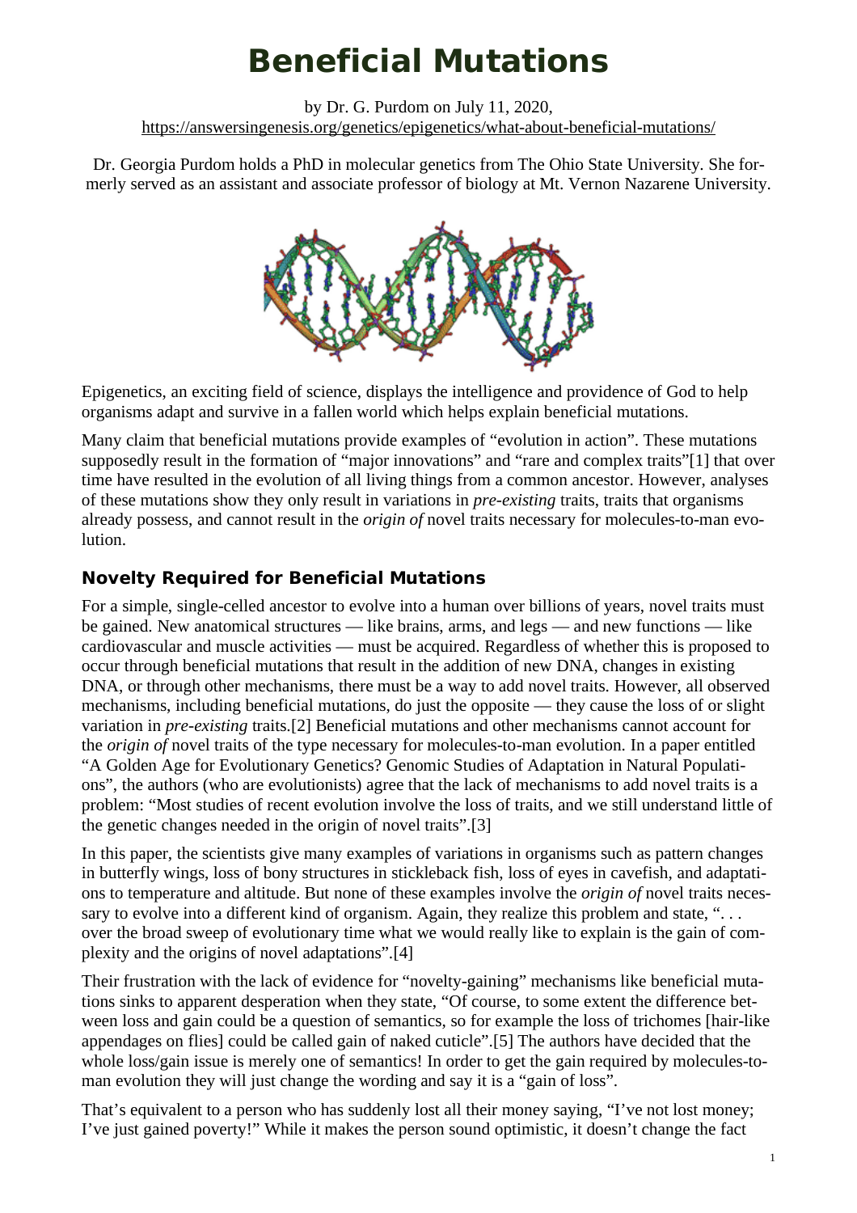# Beneficial Mutations

by Dr. G. Purdom on July 11, 2020,
https://answersingenesis.org/genetics/epigenetics/what-about-beneficial-mutations/

Dr. Georgia Purdom holds a PhD in molecular genetics from The Ohio State University. She formerly served as an assistant and associate professor of biology at Mt. Vernon Nazarene University.

Epigenetics, an exciting field of science, displays the intelligence and providence of God to help organisms adapt and survive in a fallen world which helps explain beneficial mutations.

Many claim that beneficial mutations provide examples of "evolution in action". These mutations supposedly result in the formation of "major innovations" and "rare and complex traits"[1] that over time have resulted in the evolution of all living things from a common ancestor. However, analyses of these mutations show they only result in variations in *pre-existing* traits, traits that organisms already possess, and cannot result in the *origin of* novel traits necessary for molecules-to-man evolution.

### Novelty Required for Beneficial Mutations

For a simple, single-celled ancestor to evolve into a human over billions of years, novel traits must be gained. New anatomical structures — like brains, arms, and legs — and new functions — like cardiovascular and muscle activities — must be acquired. Regardless of whether this is proposed to occur through beneficial mutations that result in the addition of new DNA, changes in existing DNA, or through other mechanisms, there must be a way to add novel traits. However, all observed mechanisms, including beneficial mutations, do just the opposite — they cause the loss of or slight variation in *pre-existing* traits.[2] Beneficial mutations and other mechanisms cannot account for the *origin of* novel traits of the type necessary for molecules-to-man evolution. In a paper entitled "A Golden Age for Evolutionary Genetics? Genomic Studies of Adaptation in Natural Populations", the authors (who are evolutionists) agree that the lack of mechanisms to add novel traits is a problem: "Most studies of recent evolution involve the loss of traits, and we still understand little of the genetic changes needed in the origin of novel traits".[3]

In this paper, the scientists give many examples of variations in organisms such as pattern changes in butterfly wings, loss of bony structures in stickleback fish, loss of eyes in cavefish, and adaptations to temperature and altitude. But none of these examples involve the *origin of* novel traits necessary to evolve into a different kind of organism. Again, they realize this problem and state, ". . . over the broad sweep of evolutionary time what we would really like to explain is the gain of complexity and the origins of novel adaptations".[4]

Their frustration with the lack of evidence for "novelty-gaining" mechanisms like beneficial mutations sinks to apparent desperation when they state, "Of course, to some extent the difference between loss and gain could be a question of semantics, so for example the loss of trichomes [hair-like appendages on flies] could be called gain of naked cuticle".[5] The authors have decided that the whole loss/gain issue is merely one of semantics! In order to get the gain required by molecules-to-man evolution they will just change the wording and say it is a "gain of loss".

That's equivalent to a person who has suddenly lost all their money saying, "I've not lost money; I've just gained poverty!" While it makes the person sound optimistic, it doesn't change the fact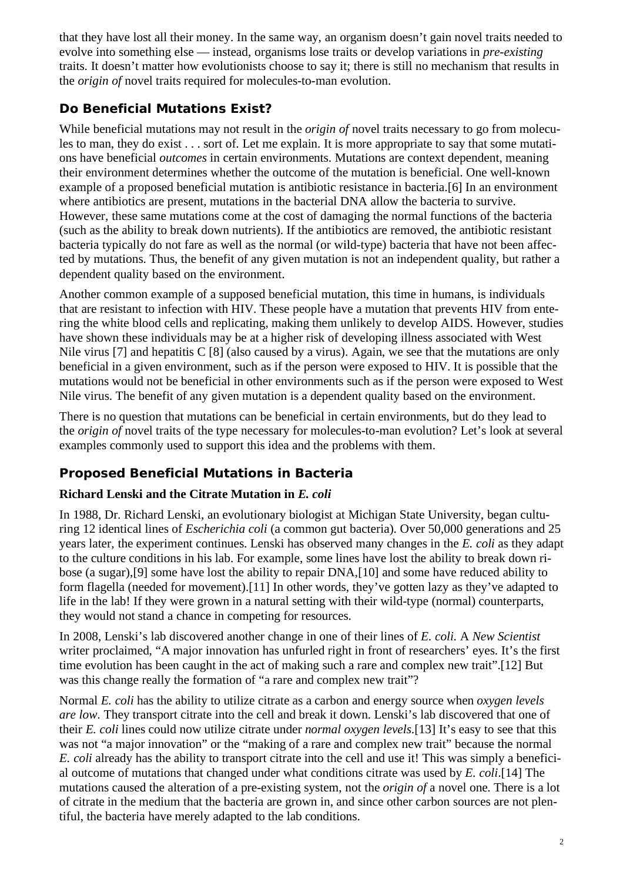that they have lost all their money. In the same way, an organism doesn't gain novel traits needed to evolve into something else — instead, organisms lose traits or develop variations in *pre-existing* traits. It doesn't matter how evolutionists choose to say it; there is still no mechanism that results in the *origin of* novel traits required for molecules-to-man evolution.

## Do Beneficial Mutations Exist?

While beneficial mutations may not result in the *origin of* novel traits necessary to go from molecules to man, they do exist . . . sort of. Let me explain. It is more appropriate to say that some mutations have beneficial *outcomes* in certain environments. Mutations are context dependent, meaning their environment determines whether the outcome of the mutation is beneficial. One well-known example of a proposed beneficial mutation is antibiotic resistance in bacteria.[6] In an environment where antibiotics are present, mutations in the bacterial DNA allow the bacteria to survive. However, these same mutations come at the cost of damaging the normal functions of the bacteria (such as the ability to break down nutrients). If the antibiotics are removed, the antibiotic resistant bacteria typically do not fare as well as the normal (or wild-type) bacteria that have not been affected by mutations. Thus, the benefit of any given mutation is not an independent quality, but rather a dependent quality based on the environment.

Another common example of a supposed beneficial mutation, this time in humans, is individuals that are resistant to infection with HIV. These people have a mutation that prevents HIV from entering the white blood cells and replicating, making them unlikely to develop AIDS. However, studies have shown these individuals may be at a higher risk of developing illness associated with West Nile virus [7] and hepatitis C [8] (also caused by a virus). Again, we see that the mutations are only beneficial in a given environment, such as if the person were exposed to HIV. It is possible that the mutations would not be beneficial in other environments such as if the person were exposed to West Nile virus. The benefit of any given mutation is a dependent quality based on the environment.

There is no question that mutations can be beneficial in certain environments, but do they lead to the *origin of* novel traits of the type necessary for molecules-to-man evolution? Let's look at several examples commonly used to support this idea and the problems with them.

## Proposed Beneficial Mutations in Bacteria

### Richard Lenski and the Citrate Mutation in *E. coli*

In 1988, Dr. Richard Lenski, an evolutionary biologist at Michigan State University, began culturing 12 identical lines of *Escherichia coli* (a common gut bacteria). Over 50,000 generations and 25 years later, the experiment continues. Lenski has observed many changes in the *E. coli* as they adapt to the culture conditions in his lab. For example, some lines have lost the ability to break down ribose (a sugar),[9] some have lost the ability to repair DNA,[10] and some have reduced ability to form flagella (needed for movement).[11] In other words, they've gotten lazy as they've adapted to life in the lab! If they were grown in a natural setting with their wild-type (normal) counterparts, they would not stand a chance in competing for resources.

In 2008, Lenski's lab discovered another change in one of their lines of *E. coli.* A *New Scientist* writer proclaimed, "A major innovation has unfurled right in front of researchers' eyes. It's the first time evolution has been caught in the act of making such a rare and complex new trait".[12] But was this change really the formation of "a rare and complex new trait"?

Normal *E. coli* has the ability to utilize citrate as a carbon and energy source when *oxygen levels are low.* They transport citrate into the cell and break it down. Lenski's lab discovered that one of their *E. coli* lines could now utilize citrate under *normal oxygen levels*.[13] It's easy to see that this was not "a major innovation" or the "making of a rare and complex new trait" because the normal *E. coli* already has the ability to transport citrate into the cell and use it! This was simply a beneficial outcome of mutations that changed under what conditions citrate was used by *E. coli*.[14] The mutations caused the alteration of a pre-existing system, not the *origin of* a novel one. There is a lot of citrate in the medium that the bacteria are grown in, and since other carbon sources are not plentiful, the bacteria have merely adapted to the lab conditions.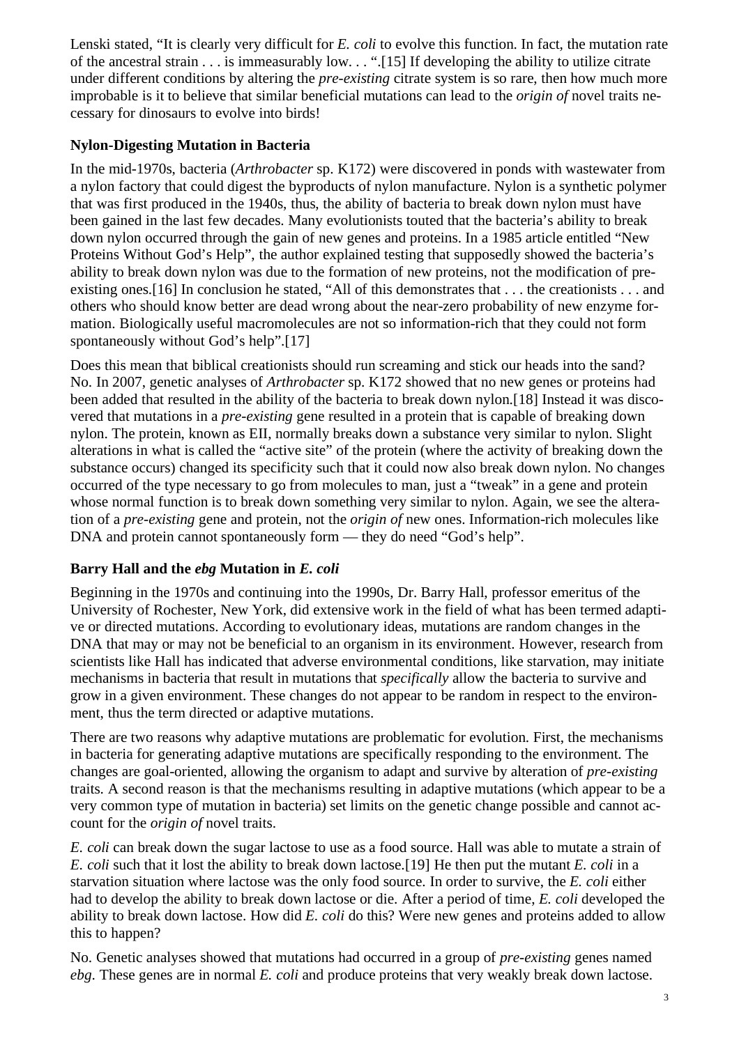Lenski stated, "It is clearly very difficult for *E. coli* to evolve this function. In fact, the mutation rate of the ancestral strain . . . is immeasurably low. . . ".[15] If developing the ability to utilize citrate under different conditions by altering the *pre-existing* citrate system is so rare, then how much more improbable is it to believe that similar beneficial mutations can lead to the *origin of* novel traits necessary for dinosaurs to evolve into birds!

### Nylon-Digesting Mutation in Bacteria

In the mid-1970s, bacteria (*Arthrobacter* sp. K172) were discovered in ponds with wastewater from a nylon factory that could digest the byproducts of nylon manufacture. Nylon is a synthetic polymer that was first produced in the 1940s, thus, the ability of bacteria to break down nylon must have been gained in the last few decades. Many evolutionists touted that the bacteria's ability to break down nylon occurred through the gain of new genes and proteins. In a 1985 article entitled "New Proteins Without God's Help", the author explained testing that supposedly showed the bacteria's ability to break down nylon was due to the formation of new proteins, not the modification of pre-existing ones.[16] In conclusion he stated, "All of this demonstrates that . . . the creationists . . . and others who should know better are dead wrong about the near-zero probability of new enzyme formation. Biologically useful macromolecules are not so information-rich that they could not form spontaneously without God's help".[17]

Does this mean that biblical creationists should run screaming and stick our heads into the sand? No. In 2007, genetic analyses of *Arthrobacter* sp. K172 showed that no new genes or proteins had been added that resulted in the ability of the bacteria to break down nylon.[18] Instead it was discovered that mutations in a *pre-existing* gene resulted in a protein that is capable of breaking down nylon. The protein, known as EII, normally breaks down a substance very similar to nylon. Slight alterations in what is called the "active site" of the protein (where the activity of breaking down the substance occurs) changed its specificity such that it could now also break down nylon. No changes occurred of the type necessary to go from molecules to man, just a "tweak" in a gene and protein whose normal function is to break down something very similar to nylon. Again, we see the alteration of a *pre-existing* gene and protein, not the *origin of* new ones. Information-rich molecules like DNA and protein cannot spontaneously form — they do need "God's help".

### Barry Hall and the *ebg* Mutation in *E. coli*

Beginning in the 1970s and continuing into the 1990s, Dr. Barry Hall, professor emeritus of the University of Rochester, New York, did extensive work in the field of what has been termed adaptive or directed mutations. According to evolutionary ideas, mutations are random changes in the DNA that may or may not be beneficial to an organism in its environment. However, research from scientists like Hall has indicated that adverse environmental conditions, like starvation, may initiate mechanisms in bacteria that result in mutations that *specifically* allow the bacteria to survive and grow in a given environment. These changes do not appear to be random in respect to the environment, thus the term directed or adaptive mutations.

There are two reasons why adaptive mutations are problematic for evolution. First, the mechanisms in bacteria for generating adaptive mutations are specifically responding to the environment. The changes are goal-oriented, allowing the organism to adapt and survive by alteration of *pre-existing* traits. A second reason is that the mechanisms resulting in adaptive mutations (which appear to be a very common type of mutation in bacteria) set limits on the genetic change possible and cannot account for the *origin of* novel traits.

*E. coli* can break down the sugar lactose to use as a food source. Hall was able to mutate a strain of *E. coli* such that it lost the ability to break down lactose.[19] He then put the mutant *E. coli* in a starvation situation where lactose was the only food source. In order to survive, the *E. coli* either had to develop the ability to break down lactose or die. After a period of time, *E. coli* developed the ability to break down lactose. How did *E. coli* do this? Were new genes and proteins added to allow this to happen?

No. Genetic analyses showed that mutations had occurred in a group of *pre-existing* genes named *ebg*. These genes are in normal *E. coli* and produce proteins that very weakly break down lactose.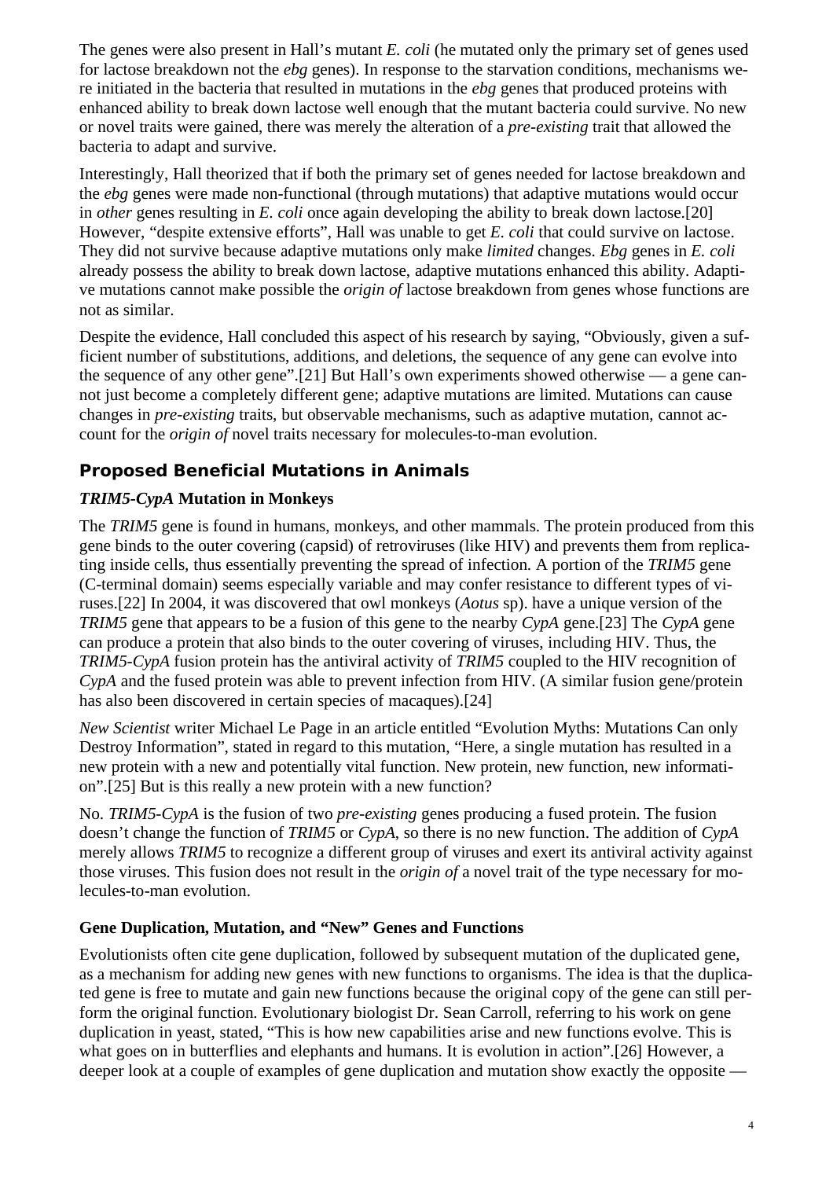The genes were also present in Hall's mutant *E. coli* (he mutated only the primary set of genes used for lactose breakdown not the *ebg* genes). In response to the starvation conditions, mechanisms were initiated in the bacteria that resulted in mutations in the *ebg* genes that produced proteins with enhanced ability to break down lactose well enough that the mutant bacteria could survive. No new or novel traits were gained, there was merely the alteration of a *pre-existing* trait that allowed the bacteria to adapt and survive.

Interestingly, Hall theorized that if both the primary set of genes needed for lactose breakdown and the *ebg* genes were made non-functional (through mutations) that adaptive mutations would occur in *other* genes resulting in *E. coli* once again developing the ability to break down lactose.[20] However, "despite extensive efforts", Hall was unable to get *E. coli* that could survive on lactose. They did not survive because adaptive mutations only make *limited* changes. *Ebg* genes in *E. coli* already possess the ability to break down lactose, adaptive mutations enhanced this ability. Adaptive mutations cannot make possible the *origin of* lactose breakdown from genes whose functions are not as similar.

Despite the evidence, Hall concluded this aspect of his research by saying, "Obviously, given a sufficient number of substitutions, additions, and deletions, the sequence of any gene can evolve into the sequence of any other gene".[21] But Hall's own experiments showed otherwise — a gene cannot just become a completely different gene; adaptive mutations are limited. Mutations can cause changes in *pre-existing* traits, but observable mechanisms, such as adaptive mutation, cannot account for the *origin of* novel traits necessary for molecules-to-man evolution.

## Proposed Beneficial Mutations in Animals

### *TRIM5-CypA* Mutation in Monkeys

The *TRIM5* gene is found in humans, monkeys, and other mammals. The protein produced from this gene binds to the outer covering (capsid) of retroviruses (like HIV) and prevents them from replicating inside cells, thus essentially preventing the spread of infection. A portion of the *TRIM5* gene (C-terminal domain) seems especially variable and may confer resistance to different types of viruses.[22] In 2004, it was discovered that owl monkeys (*Aotus* sp). have a unique version of the *TRIM5* gene that appears to be a fusion of this gene to the nearby *CypA* gene.[23] The *CypA* gene can produce a protein that also binds to the outer covering of viruses, including HIV. Thus, the *TRIM5-CypA* fusion protein has the antiviral activity of *TRIM5* coupled to the HIV recognition of *CypA* and the fused protein was able to prevent infection from HIV. (A similar fusion gene/protein has also been discovered in certain species of macaques).[24]

*New Scientist* writer Michael Le Page in an article entitled "Evolution Myths: Mutations Can only Destroy Information", stated in regard to this mutation, "Here, a single mutation has resulted in a new protein with a new and potentially vital function. New protein, new function, new information".[25] But is this really a new protein with a new function?

No. *TRIM5-CypA* is the fusion of two *pre-existing* genes producing a fused protein. The fusion doesn't change the function of *TRIM5* or *CypA*, so there is no new function. The addition of *CypA* merely allows *TRIM5* to recognize a different group of viruses and exert its antiviral activity against those viruses. This fusion does not result in the *origin of* a novel trait of the type necessary for molecules-to-man evolution.

### Gene Duplication, Mutation, and "New" Genes and Functions

Evolutionists often cite gene duplication, followed by subsequent mutation of the duplicated gene, as a mechanism for adding new genes with new functions to organisms. The idea is that the duplicated gene is free to mutate and gain new functions because the original copy of the gene can still perform the original function. Evolutionary biologist Dr. Sean Carroll, referring to his work on gene duplication in yeast, stated, "This is how new capabilities arise and new functions evolve. This is what goes on in butterflies and elephants and humans. It is evolution in action".[26] However, a deeper look at a couple of examples of gene duplication and mutation show exactly the opposite —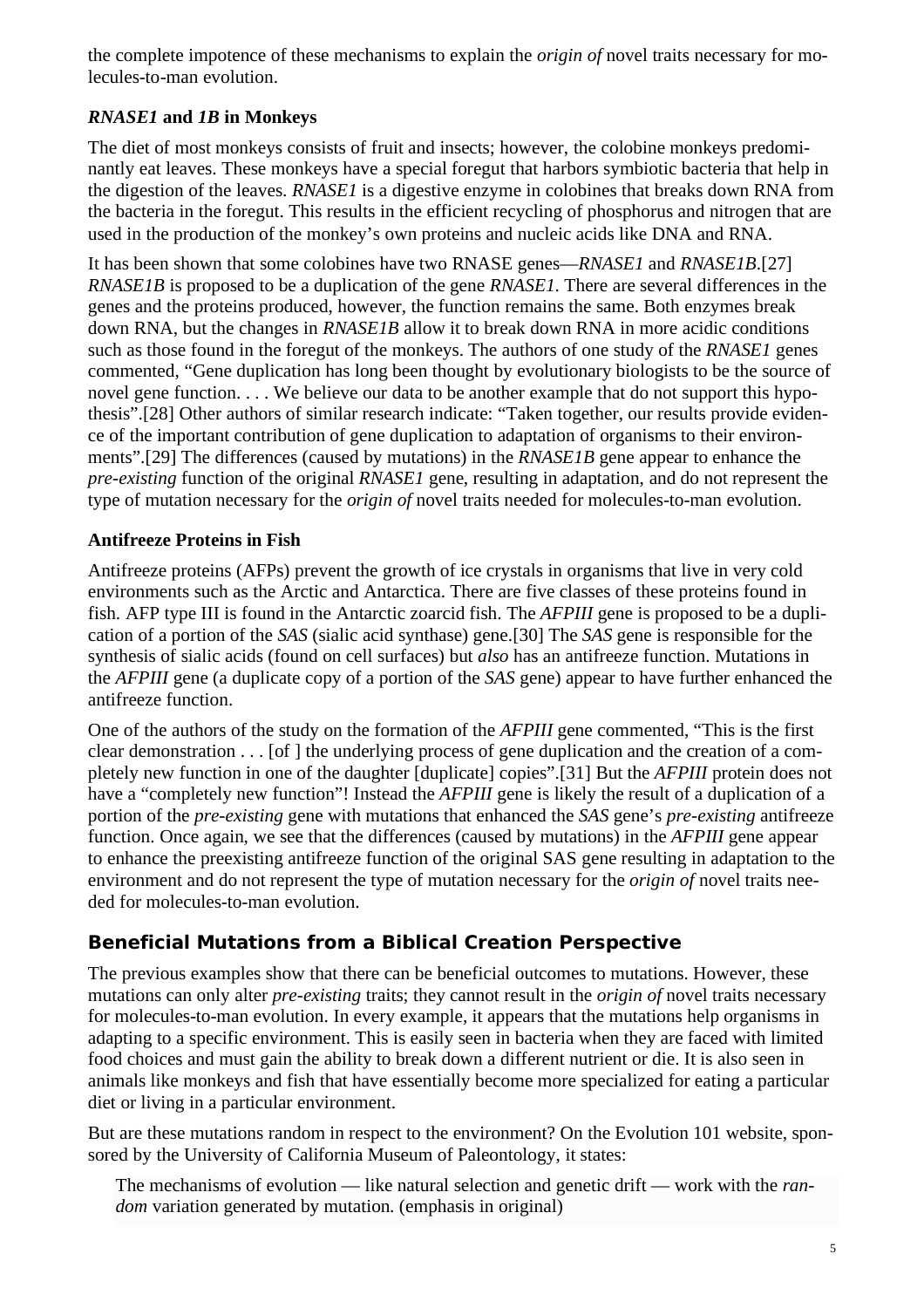the complete impotence of these mechanisms to explain the *origin of* novel traits necessary for molecules-to-man evolution.

### *RNASE1* and *1B* in Monkeys

The diet of most monkeys consists of fruit and insects; however, the colobine monkeys predominantly eat leaves. These monkeys have a special foregut that harbors symbiotic bacteria that help in the digestion of the leaves. *RNASE1* is a digestive enzyme in colobines that breaks down RNA from the bacteria in the foregut. This results in the efficient recycling of phosphorus and nitrogen that are used in the production of the monkey's own proteins and nucleic acids like DNA and RNA.

It has been shown that some colobines have two RNASE genes—*RNASE1* and *RNASE1B*.[27] *RNASE1B* is proposed to be a duplication of the gene *RNASE1*. There are several differences in the genes and the proteins produced, however, the function remains the same. Both enzymes break down RNA, but the changes in *RNASE1B* allow it to break down RNA in more acidic conditions such as those found in the foregut of the monkeys. The authors of one study of the *RNASE1* genes commented, "Gene duplication has long been thought by evolutionary biologists to be the source of novel gene function. . . . We believe our data to be another example that do not support this hypothesis".[28] Other authors of similar research indicate: "Taken together, our results provide evidence of the important contribution of gene duplication to adaptation of organisms to their environments".[29] The differences (caused by mutations) in the *RNASE1B* gene appear to enhance the *pre-existing* function of the original *RNASE1* gene, resulting in adaptation, and do not represent the type of mutation necessary for the *origin of* novel traits needed for molecules-to-man evolution.

### Antifreeze Proteins in Fish

Antifreeze proteins (AFPs) prevent the growth of ice crystals in organisms that live in very cold environments such as the Arctic and Antarctica. There are five classes of these proteins found in fish. AFP type III is found in the Antarctic zoarcid fish. The *AFPIII* gene is proposed to be a duplication of a portion of the *SAS* (sialic acid synthase) gene.[30] The *SAS* gene is responsible for the synthesis of sialic acids (found on cell surfaces) but *also* has an antifreeze function. Mutations in the *AFPIII* gene (a duplicate copy of a portion of the *SAS* gene) appear to have further enhanced the antifreeze function.

One of the authors of the study on the formation of the *AFPIII* gene commented, "This is the first clear demonstration . . . [of ] the underlying process of gene duplication and the creation of a completely new function in one of the daughter [duplicate] copies".[31] But the *AFPIII* protein does not have a "completely new function"! Instead the *AFPIII* gene is likely the result of a duplication of a portion of the *pre-existing* gene with mutations that enhanced the *SAS* gene's *pre-existing* antifreeze function. Once again, we see that the differences (caused by mutations) in the *AFPIII* gene appear to enhance the preexisting antifreeze function of the original SAS gene resulting in adaptation to the environment and do not represent the type of mutation necessary for the *origin of* novel traits needed for molecules-to-man evolution.

## Beneficial Mutations from a Biblical Creation Perspective

The previous examples show that there can be beneficial outcomes to mutations. However, these mutations can only alter *pre-existing* traits; they cannot result in the *origin of* novel traits necessary for molecules-to-man evolution. In every example, it appears that the mutations help organisms in adapting to a specific environment. This is easily seen in bacteria when they are faced with limited food choices and must gain the ability to break down a different nutrient or die. It is also seen in animals like monkeys and fish that have essentially become more specialized for eating a particular diet or living in a particular environment.

But are these mutations random in respect to the environment? On the Evolution 101 website, sponsored by the University of California Museum of Paleontology, it states:

> The mechanisms of evolution — like natural selection and genetic drift — work with the *random* variation generated by mutation. (emphasis in original)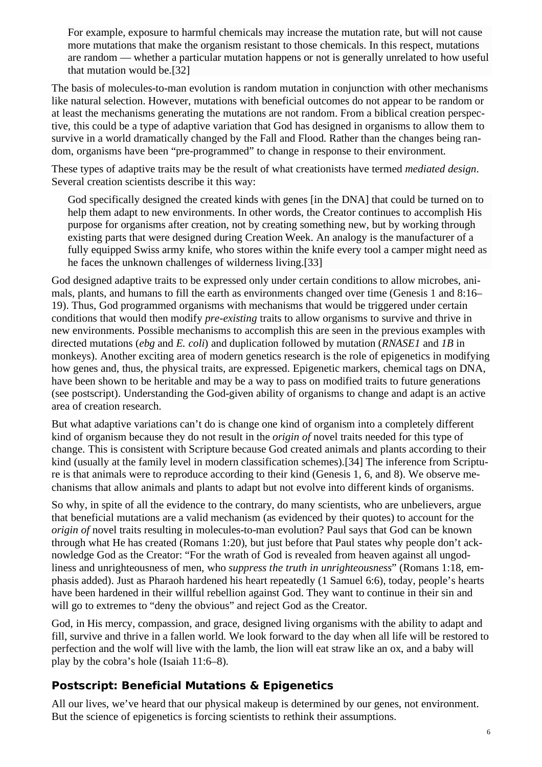> For example, exposure to harmful chemicals may increase the mutation rate, but will not cause more mutations that make the organism resistant to those chemicals. In this respect, mutations are random — whether a particular mutation happens or not is generally unrelated to how useful that mutation would be.[32]

The basis of molecules-to-man evolution is random mutation in conjunction with other mechanisms like natural selection. However, mutations with beneficial outcomes do not appear to be random or at least the mechanisms generating the mutations are not random. From a biblical creation perspective, this could be a type of adaptive variation that God has designed in organisms to allow them to survive in a world dramatically changed by the Fall and Flood. Rather than the changes being random, organisms have been "pre-programmed" to change in response to their environment.

These types of adaptive traits may be the result of what creationists have termed *mediated design*. Several creation scientists describe it this way:

> God specifically designed the created kinds with genes [in the DNA] that could be turned on to help them adapt to new environments. In other words, the Creator continues to accomplish His purpose for organisms after creation, not by creating something new, but by working through existing parts that were designed during Creation Week. An analogy is the manufacturer of a fully equipped Swiss army knife, who stores within the knife every tool a camper might need as he faces the unknown challenges of wilderness living.[33]

God designed adaptive traits to be expressed only under certain conditions to allow microbes, animals, plants, and humans to fill the earth as environments changed over time (Genesis 1 and 8:16–19). Thus, God programmed organisms with mechanisms that would be triggered under certain conditions that would then modify *pre-existing* traits to allow organisms to survive and thrive in new environments. Possible mechanisms to accomplish this are seen in the previous examples with directed mutations (*ebg* and *E. coli*) and duplication followed by mutation (*RNASE1* and *1B* in monkeys). Another exciting area of modern genetics research is the role of epigenetics in modifying how genes and, thus, the physical traits, are expressed. Epigenetic markers, chemical tags on DNA, have been shown to be heritable and may be a way to pass on modified traits to future generations (see postscript). Understanding the God-given ability of organisms to change and adapt is an active area of creation research.

But what adaptive variations can't do is change one kind of organism into a completely different kind of organism because they do not result in the *origin of* novel traits needed for this type of change. This is consistent with Scripture because God created animals and plants according to their kind (usually at the family level in modern classification schemes).[34] The inference from Scripture is that animals were to reproduce according to their kind (Genesis 1, 6, and 8). We observe mechanisms that allow animals and plants to adapt but not evolve into different kinds of organisms.

So why, in spite of all the evidence to the contrary, do many scientists, who are unbelievers, argue that beneficial mutations are a valid mechanism (as evidenced by their quotes) to account for the *origin of* novel traits resulting in molecules-to-man evolution? Paul says that God can be known through what He has created (Romans 1:20), but just before that Paul states why people don't acknowledge God as the Creator: "For the wrath of God is revealed from heaven against all ungodliness and unrighteousness of men, who *suppress the truth in unrighteousness*" (Romans 1:18, emphasis added). Just as Pharaoh hardened his heart repeatedly (1 Samuel 6:6), today, people's hearts have been hardened in their willful rebellion against God. They want to continue in their sin and will go to extremes to "deny the obvious" and reject God as the Creator.

God, in His mercy, compassion, and grace, designed living organisms with the ability to adapt and fill, survive and thrive in a fallen world. We look forward to the day when all life will be restored to perfection and the wolf will live with the lamb, the lion will eat straw like an ox, and a baby will play by the cobra's hole (Isaiah 11:6–8).

## Postscript: Beneficial Mutations & Epigenetics

All our lives, we've heard that our physical makeup is determined by our genes, not environment. But the science of epigenetics is forcing scientists to rethink their assumptions.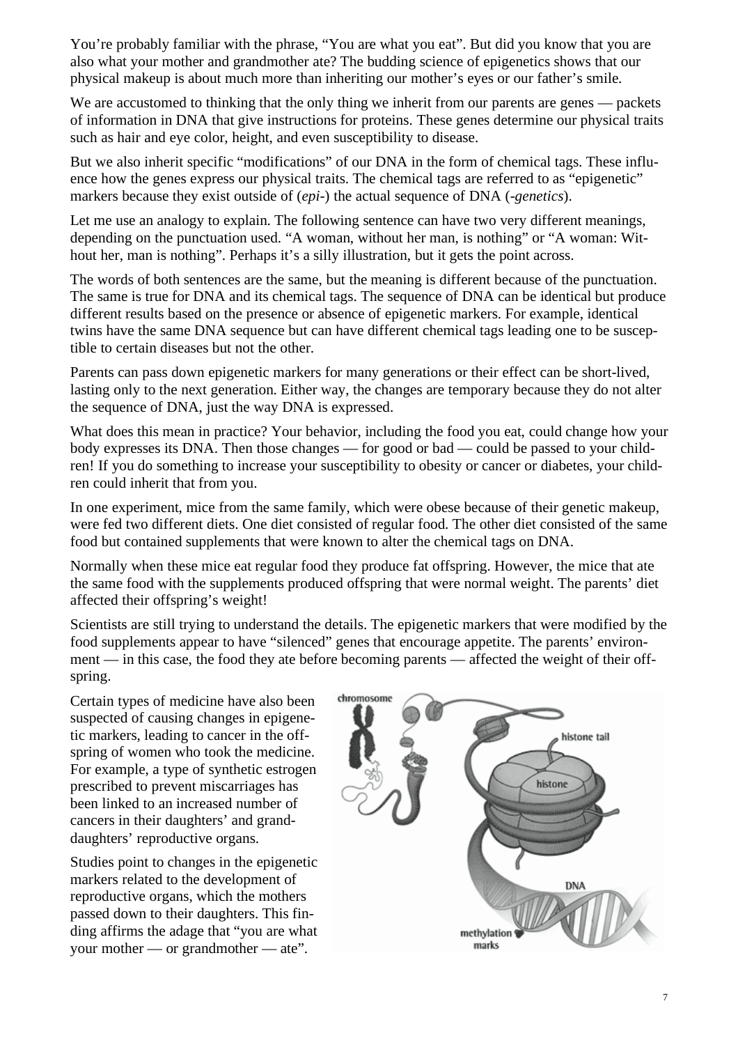You’re probably familiar with the phrase, “You are what you eat”. But did you know that you are also what your mother and grandmother ate? The budding science of epigenetics shows that our physical makeup is about much more than inheriting our mother’s eyes or our father’s smile.

We are accustomed to thinking that the only thing we inherit from our parents are genes — packets of information in DNA that give instructions for proteins. These genes determine our physical traits such as hair and eye color, height, and even susceptibility to disease.

But we also inherit specific “modifications” of our DNA in the form of chemical tags. These influence how the genes express our physical traits. The chemical tags are referred to as “epigenetic” markers because they exist outside of (*epi-*) the actual sequence of DNA (*-genetics*).

Let me use an analogy to explain. The following sentence can have two very different meanings, depending on the punctuation used. “A woman, without her man, is nothing” or “A woman: Without her, man is nothing”. Perhaps it’s a silly illustration, but it gets the point across.

The words of both sentences are the same, but the meaning is different because of the punctuation. The same is true for DNA and its chemical tags. The sequence of DNA can be identical but produce different results based on the presence or absence of epigenetic markers. For example, identical twins have the same DNA sequence but can have different chemical tags leading one to be susceptible to certain diseases but not the other.

Parents can pass down epigenetic markers for many generations or their effect can be short-lived, lasting only to the next generation. Either way, the changes are temporary because they do not alter the sequence of DNA, just the way DNA is expressed.

What does this mean in practice? Your behavior, including the food you eat, could change how your body expresses its DNA. Then those changes — for good or bad — could be passed to your children! If you do something to increase your susceptibility to obesity or cancer or diabetes, your children could inherit that from you.

In one experiment, mice from the same family, which were obese because of their genetic makeup, were fed two different diets. One diet consisted of regular food. The other diet consisted of the same food but contained supplements that were known to alter the chemical tags on DNA.

Normally when these mice eat regular food they produce fat offspring. However, the mice that ate the same food with the supplements produced offspring that were normal weight. The parents’ diet affected their offspring’s weight!

Scientists are still trying to understand the details. The epigenetic markers that were modified by the food supplements appear to have “silenced” genes that encourage appetite. The parents’ environment — in this case, the food they ate before becoming parents — affected the weight of their offspring.

Certain types of medicine have also been suspected of causing changes in epigenetic markers, leading to cancer in the offspring of women who took the medicine. For example, a type of synthetic estrogen prescribed to prevent miscarriages has been linked to an increased number of cancers in their daughters’ and granddaughters’ reproductive organs.

Studies point to changes in the epigenetic markers related to the development of reproductive organs, which the mothers passed down to their daughters. This finding affirms the adage that “you are what your mother — or grandmother — ate”.

chromosome

histone tail

histone

DNA

methylation marks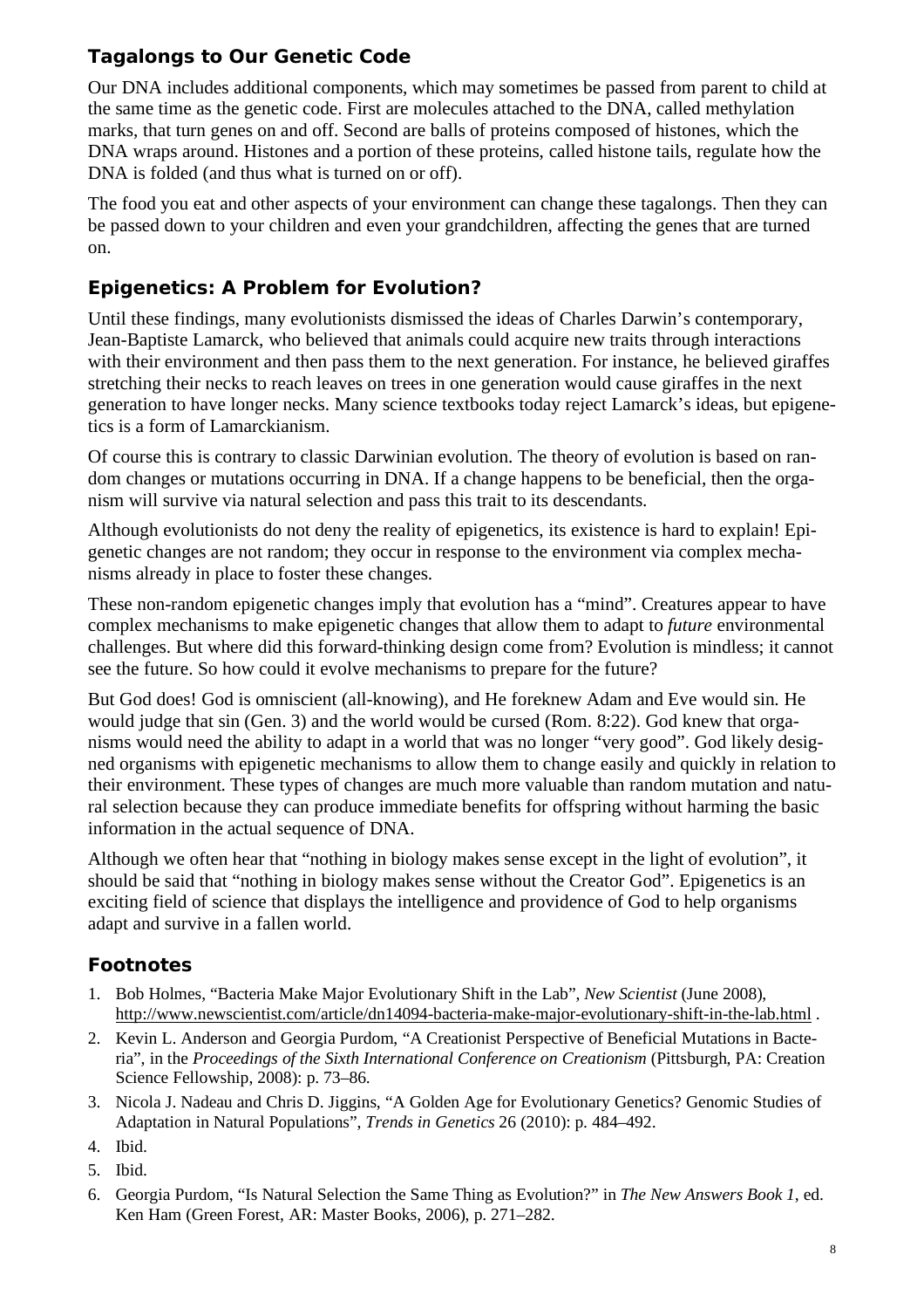### Tagalongs to Our Genetic Code

Our DNA includes additional components, which may sometimes be passed from parent to child at the same time as the genetic code. First are molecules attached to the DNA, called methylation marks, that turn genes on and off. Second are balls of proteins composed of histones, which the DNA wraps around. Histones and a portion of these proteins, called histone tails, regulate how the DNA is folded (and thus what is turned on or off).

The food you eat and other aspects of your environment can change these tagalongs. Then they can be passed down to your children and even your grandchildren, affecting the genes that are turned on.

### Epigenetics: A Problem for Evolution?

Until these findings, many evolutionists dismissed the ideas of Charles Darwin's contemporary, Jean-Baptiste Lamarck, who believed that animals could acquire new traits through interactions with their environment and then pass them to the next generation. For instance, he believed giraffes stretching their necks to reach leaves on trees in one generation would cause giraffes in the next generation to have longer necks. Many science textbooks today reject Lamarck's ideas, but epigenetics is a form of Lamarckianism.

Of course this is contrary to classic Darwinian evolution. The theory of evolution is based on random changes or mutations occurring in DNA. If a change happens to be beneficial, then the organism will survive via natural selection and pass this trait to its descendants.

Although evolutionists do not deny the reality of epigenetics, its existence is hard to explain! Epigenetic changes are not random; they occur in response to the environment via complex mechanisms already in place to foster these changes.

These non-random epigenetic changes imply that evolution has a "mind". Creatures appear to have complex mechanisms to make epigenetic changes that allow them to adapt to *future* environmental challenges. But where did this forward-thinking design come from? Evolution is mindless; it cannot see the future. So how could it evolve mechanisms to prepare for the future?

But God does! God is omniscient (all-knowing), and He foreknew Adam and Eve would sin. He would judge that sin (Gen. 3) and the world would be cursed (Rom. 8:22). God knew that organisms would need the ability to adapt in a world that was no longer "very good". God likely designed organisms with epigenetic mechanisms to allow them to change easily and quickly in relation to their environment. These types of changes are much more valuable than random mutation and natural selection because they can produce immediate benefits for offspring without harming the basic information in the actual sequence of DNA.

Although we often hear that "nothing in biology makes sense except in the light of evolution", it should be said that "nothing in biology makes sense without the Creator God". Epigenetics is an exciting field of science that displays the intelligence and providence of God to help organisms adapt and survive in a fallen world.

### Footnotes

1. Bob Holmes, "Bacteria Make Major Evolutionary Shift in the Lab", *New Scientist* (June 2008), http://www.newscientist.com/article/dn14094-bacteria-make-major-evolutionary-shift-in-the-lab.html .
2. Kevin L. Anderson and Georgia Purdom, "A Creationist Perspective of Beneficial Mutations in Bacteria", in the *Proceedings of the Sixth International Conference on Creationism* (Pittsburgh, PA: Creation Science Fellowship, 2008): p. 73–86.
3. Nicola J. Nadeau and Chris D. Jiggins, "A Golden Age for Evolutionary Genetics? Genomic Studies of Adaptation in Natural Populations", *Trends in Genetics* 26 (2010): p. 484–492.
4. Ibid.
5. Ibid.
6. Georgia Purdom, "Is Natural Selection the Same Thing as Evolution?" in *The New Answers Book 1*, ed. Ken Ham (Green Forest, AR: Master Books, 2006), p. 271–282.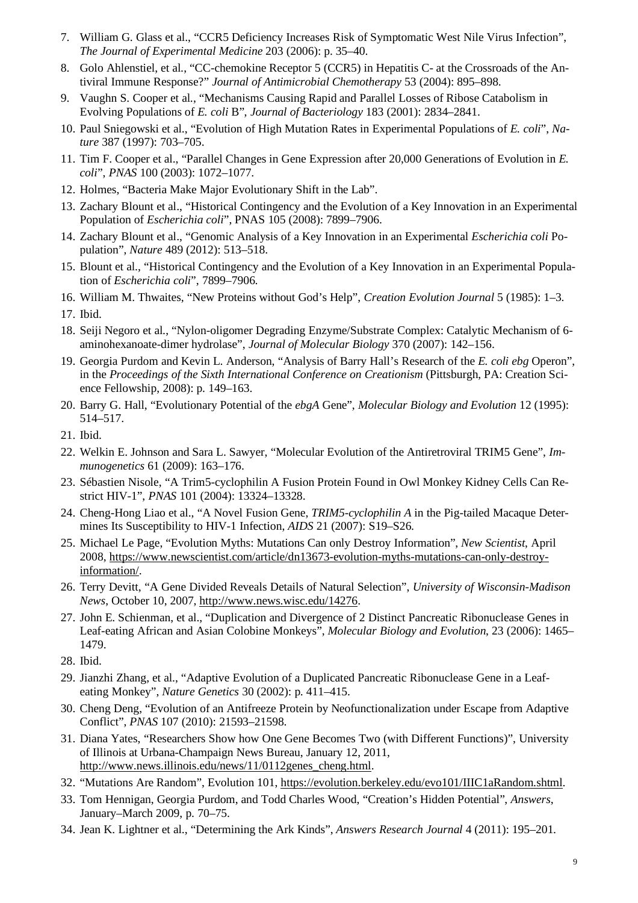7. William G. Glass et al., “CCR5 Deficiency Increases Risk of Symptomatic West Nile Virus Infection”, *The Journal of Experimental Medicine* 203 (2006): p. 35–40.
8. Golo Ahlenstiel, et al., “CC-chemokine Receptor 5 (CCR5) in Hepatitis C- at the Crossroads of the Antiviral Immune Response?” *Journal of Antimicrobial Chemotherapy* 53 (2004): 895–898.
9. Vaughn S. Cooper et al., “Mechanisms Causing Rapid and Parallel Losses of Ribose Catabolism in Evolving Populations of *E. coli* B”, *Journal of Bacteriology* 183 (2001): 2834–2841.
10. Paul Sniegowski et al., “Evolution of High Mutation Rates in Experimental Populations of *E. coli*”, *Nature* 387 (1997): 703–705.
11. Tim F. Cooper et al., “Parallel Changes in Gene Expression after 20,000 Generations of Evolution in *E. coli*”, *PNAS* 100 (2003): 1072–1077.
12. Holmes, “Bacteria Make Major Evolutionary Shift in the Lab”.
13. Zachary Blount et al., “Historical Contingency and the Evolution of a Key Innovation in an Experimental Population of *Escherichia coli*”, PNAS 105 (2008): 7899–7906.
14. Zachary Blount et al., “Genomic Analysis of a Key Innovation in an Experimental *Escherichia coli* Population”, *Nature* 489 (2012): 513–518.
15. Blount et al., “Historical Contingency and the Evolution of a Key Innovation in an Experimental Population of *Escherichia coli*”, 7899–7906.
16. William M. Thwaites, “New Proteins without God’s Help”, *Creation Evolution Journal* 5 (1985): 1–3.
17. Ibid.
18. Seiji Negoro et al., “Nylon-oligomer Degrading Enzyme/Substrate Complex: Catalytic Mechanism of 6-aminohexanoate-dimer hydrolase”, *Journal of Molecular Biology* 370 (2007): 142–156.
19. Georgia Purdom and Kevin L. Anderson, “Analysis of Barry Hall’s Research of the *E. coli ebg* Operon”, in the *Proceedings of the Sixth International Conference on Creationism* (Pittsburgh, PA: Creation Science Fellowship, 2008): p. 149–163.
20. Barry G. Hall, “Evolutionary Potential of the *ebgA* Gene”, *Molecular Biology and Evolution* 12 (1995): 514–517.
21. Ibid.
22. Welkin E. Johnson and Sara L. Sawyer, “Molecular Evolution of the Antiretroviral TRIM5 Gene”, *Immunogenetics* 61 (2009): 163–176.
23. Sébastien Nisole, “A Trim5-cyclophilin A Fusion Protein Found in Owl Monkey Kidney Cells Can Restrict HIV-1”, *PNAS* 101 (2004): 13324–13328.
24. Cheng-Hong Liao et al., “A Novel Fusion Gene, *TRIM5-cyclophilin A* in the Pig-tailed Macaque Determines Its Susceptibility to HIV-1 Infection, *AIDS* 21 (2007): S19–S26.
25. Michael Le Page, “Evolution Myths: Mutations Can only Destroy Information”, *New Scientist*, April 2008, https://www.newscientist.com/article/dn13673-evolution-myths-mutations-can-only-destroy-information/.
26. Terry Devitt, “A Gene Divided Reveals Details of Natural Selection”, *University of Wisconsin-Madison News*, October 10, 2007, http://www.news.wisc.edu/14276.
27. John E. Schienman, et al., “Duplication and Divergence of 2 Distinct Pancreatic Ribonuclease Genes in Leaf-eating African and Asian Colobine Monkeys”, *Molecular Biology and Evolution*, 23 (2006): 1465–1479.
28. Ibid.
29. Jianzhi Zhang, et al., “Adaptive Evolution of a Duplicated Pancreatic Ribonuclease Gene in a Leaf-eating Monkey”, *Nature Genetics* 30 (2002): p. 411–415.
30. Cheng Deng, “Evolution of an Antifreeze Protein by Neofunctionalization under Escape from Adaptive Conflict”, *PNAS* 107 (2010): 21593–21598.
31. Diana Yates, “Researchers Show how One Gene Becomes Two (with Different Functions)”, University of Illinois at Urbana-Champaign News Bureau, January 12, 2011, http://www.news.illinois.edu/news/11/0112genes_cheng.html.
32. “Mutations Are Random”, Evolution 101, https://evolution.berkeley.edu/evo101/IIIC1aRandom.shtml.
33. Tom Hennigan, Georgia Purdom, and Todd Charles Wood, “Creation’s Hidden Potential”, *Answers*, January–March 2009, p. 70–75.
34. Jean K. Lightner et al., “Determining the Ark Kinds”, *Answers Research Journal* 4 (2011): 195–201.